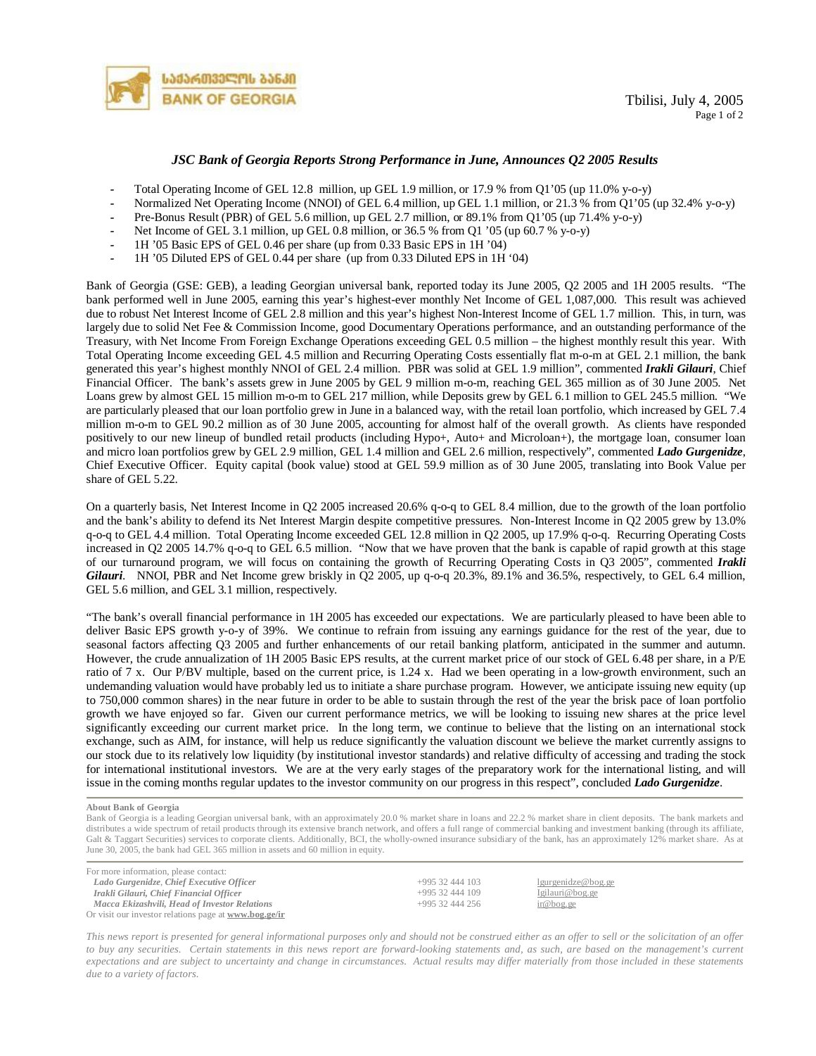Tbilisi, July 4, 2005

### *JSC Bank of Georgia Reports Strong Performance in June, Announces Q2 2005 Results*

- Total Operating Income of GEL 12.8 million, up GEL 1.9 million, or 17.9 % from Q1'05 (up 11.0% y-o-y)
- Normalized Net Operating Income (NNOI) of GEL 6.4 million, up GEL 1.1 million, or 21.3 % from Q1'05 (up 32.4% y-o-y)
- Pre-Bonus Result (PBR) of GEL 5.6 million, up GEL 2.7 million, or 89.1% from Q1'05 (up 71.4% y-o-y)
- Net Income of GEL 3.1 million, up GEL 0.8 million, or 36.5 % from Q1 '05 (up 60.7 % y-o-y)
- 1H '05 Basic EPS of GEL 0.46 per share (up from 0.33 Basic EPS in 1H '04)
- 1H '05 Diluted EPS of GEL 0.44 per share (up from 0.33 Diluted EPS in 1H '04)

Bank of Georgia (GSE: GEB), a leading Georgian universal bank, reported today its June 2005, Q2 2005 and 1H 2005 results. "The bank performed well in June 2005, earning this year's highest-ever monthly Net Income of GEL 1,087,000. This result was achieved due to robust Net Interest Income of GEL 2.8 million and this year's highest Non-Interest Income of GEL 1.7 million. This, in turn, was largely due to solid Net Fee & Commission Income, good Documentary Operations performance, and an outstanding performance of the Treasury, with Net Income From Foreign Exchange Operations exceeding GEL 0.5 million – the highest monthly result this year. With Total Operating Income exceeding GEL 4.5 million and Recurring Operating Costs essentially flat m-o-m at GEL 2.1 million, the bank generated this year's highest monthly NNOI of GEL 2.4 million. PBR was solid at GEL 1.9 million", commented ***Irakli Gilauri***, Chief Financial Officer. The bank's assets grew in June 2005 by GEL 9 million m-o-m, reaching GEL 365 million as of 30 June 2005. Net Loans grew by almost GEL 15 million m-o-m to GEL 217 million, while Deposits grew by GEL 6.1 million to GEL 245.5 million. "We are particularly pleased that our loan portfolio grew in June in a balanced way, with the retail loan portfolio, which increased by GEL 7.4 million m-o-m to GEL 90.2 million as of 30 June 2005, accounting for almost half of the overall growth. As clients have responded positively to our new lineup of bundled retail products (including Hypo+, Auto+ and Microloan+), the mortgage loan, consumer loan and micro loan portfolios grew by GEL 2.9 million, GEL 1.4 million and GEL 2.6 million, respectively", commented ***Lado Gurgenidze***, Chief Executive Officer. Equity capital (book value) stood at GEL 59.9 million as of 30 June 2005, translating into Book Value per share of GEL 5.22.

On a quarterly basis, Net Interest Income in Q2 2005 increased 20.6% q-o-q to GEL 8.4 million, due to the growth of the loan portfolio and the bank's ability to defend its Net Interest Margin despite competitive pressures. Non-Interest Income in Q2 2005 grew by 13.0% q-o-q to GEL 4.4 million. Total Operating Income exceeded GEL 12.8 million in Q2 2005, up 17.9% q-o-q. Recurring Operating Costs increased in Q2 2005 14.7% q-o-q to GEL 6.5 million. "Now that we have proven that the bank is capable of rapid growth at this stage of our turnaround program, we will focus on containing the growth of Recurring Operating Costs in Q3 2005", commented ***Irakli Gilauri***. NNOI, PBR and Net Income grew briskly in Q2 2005, up q-o-q 20.3%, 89.1% and 36.5%, respectively, to GEL 6.4 million, GEL 5.6 million, and GEL 3.1 million, respectively.

"The bank's overall financial performance in 1H 2005 has exceeded our expectations. We are particularly pleased to have been able to deliver Basic EPS growth y-o-y of 39%. We continue to refrain from issuing any earnings guidance for the rest of the year, due to seasonal factors affecting Q3 2005 and further enhancements of our retail banking platform, anticipated in the summer and autumn. However, the crude annualization of 1H 2005 Basic EPS results, at the current market price of our stock of GEL 6.48 per share, in a P/E ratio of 7 x. Our P/BV multiple, based on the current price, is 1.24 x. Had we been operating in a low-growth environment, such an undemanding valuation would have probably led us to initiate a share purchase program. However, we anticipate issuing new equity (up to 750,000 common shares) in the near future in order to be able to sustain through the rest of the year the brisk pace of loan portfolio growth we have enjoyed so far. Given our current performance metrics, we will be looking to issuing new shares at the price level significantly exceeding our current market price. In the long term, we continue to believe that the listing on an international stock exchange, such as AIM, for instance, will help us reduce significantly the valuation discount we believe the market currently assigns to our stock due to its relatively low liquidity (by institutional investor standards) and relative difficulty of accessing and trading the stock for international institutional investors. We are at the very early stages of the preparatory work for the international listing, and will issue in the coming months regular updates to the investor community on our progress in this respect", concluded ***Lado Gurgenidze***.

---

**About Bank of Georgia**

Bank of Georgia is a leading Georgian universal bank, with an approximately 20.0 % market share in loans and 22.2 % market share in client deposits. The bank markets and distributes a wide spectrum of retail products through its extensive branch network, and offers a full range of commercial banking and investment banking (through its affiliate, Galt & Taggart Securities) services to corporate clients. Additionally, BCI, the wholly-owned insurance subsidiary of the bank, has an approximately 12% market share. As at June 30, 2005, the bank had GEL 365 million in assets and 60 million in equity.

---

For more information, please contact:

| | | |
|---|---|---|
| ***Lado Gurgenidze**, Chief Executive Officer* | +995 32 444 103 | lgurgenidze@bog.ge |
| *Irakli Gilauri, Chief Financial Officer* | +995 32 444 109 | Igilauri@bog.ge |
| *Macca Ekizashvili, Head of Investor Relations* | +995 32 444 256 | ir@bog.ge |

Or visit our investor relations page at **www.bog.ge/ir**

*This news report is presented for general informational purposes only and should not be construed either as an offer to sell or the solicitation of an offer to buy any securities. Certain statements in this news report are forward-looking statements and, as such, are based on the management's current expectations and are subject to uncertainty and change in circumstances. Actual results may differ materially from those included in these statements due to a variety of factors.*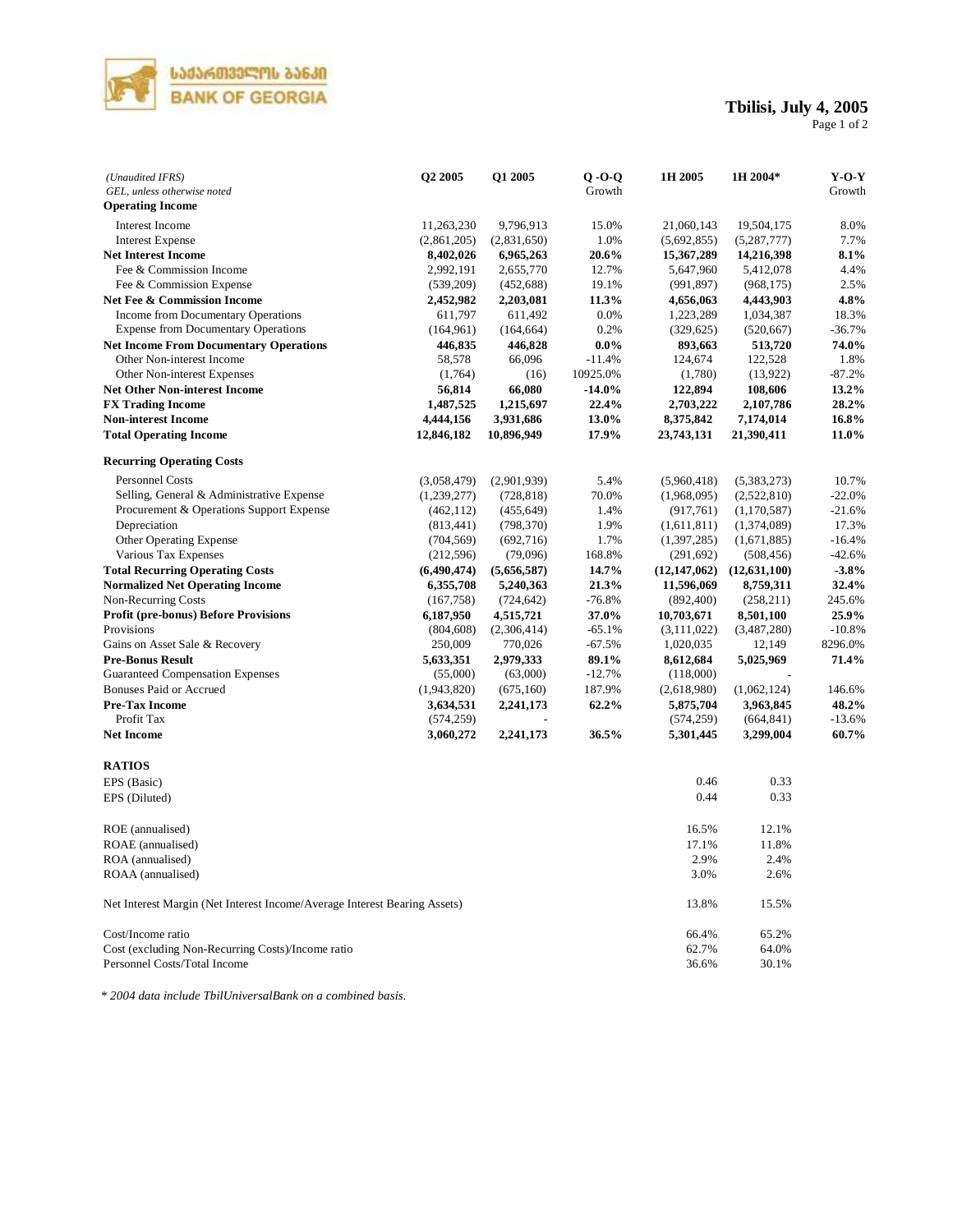**Tbilisi, July 4, 2005**

| *(Unaudited IFRS)* *GEL, unless otherwise noted* | Q2 2005 | Q1 2005 | Q -O-Q Growth | 1H 2005 | 1H 2004* | Y-O-Y Growth |
|---|---|---|---|---|---|---|
| **Operating Income** | | | | | | |
| Interest Income | 11,263,230 | 9,796,913 | 15.0% | 21,060,143 | 19,504,175 | 8.0% |
| Interest Expense | (2,861,205) | (2,831,650) | 1.0% | (5,692,855) | (5,287,777) | 7.7% |
| **Net Interest Income** | **8,402,026** | **6,965,263** | **20.6%** | **15,367,289** | **14,216,398** | **8.1%** |
| Fee & Commission Income | 2,992,191 | 2,655,770 | 12.7% | 5,647,960 | 5,412,078 | 4.4% |
| Fee & Commission Expense | (539,209) | (452,688) | 19.1% | (991,897) | (968,175) | 2.5% |
| **Net Fee & Commission Income** | **2,452,982** | **2,203,081** | **11.3%** | **4,656,063** | **4,443,903** | **4.8%** |
| Income from Documentary Operations | 611,797 | 611,492 | 0.0% | 1,223,289 | 1,034,387 | 18.3% |
| Expense from Documentary Operations | (164,961) | (164,664) | 0.2% | (329,625) | (520,667) | -36.7% |
| **Net Income From Documentary Operations** | **446,835** | **446,828** | **0.0%** | **893,663** | **513,720** | **74.0%** |
| Other Non-interest Income | 58,578 | 66,096 | -11.4% | 124,674 | 122,528 | 1.8% |
| Other Non-interest Expenses | (1,764) | (16) | 10925.0% | (1,780) | (13,922) | -87.2% |
| **Net Other Non-interest Income** | **56,814** | **66,080** | **-14.0%** | **122,894** | **108,606** | **13.2%** |
| **FX Trading Income** | **1,487,525** | **1,215,697** | **22.4%** | **2,703,222** | **2,107,786** | **28.2%** |
| **Non-interest Income** | **4,444,156** | **3,931,686** | **13.0%** | **8,375,842** | **7,174,014** | **16.8%** |
| **Total Operating Income** | **12,846,182** | **10,896,949** | **17.9%** | **23,743,131** | **21,390,411** | **11.0%** |
| **Recurring Operating Costs** | | | | | | |
| Personnel Costs | (3,058,479) | (2,901,939) | 5.4% | (5,960,418) | (5,383,273) | 10.7% |
| Selling, General & Administrative Expense | (1,239,277) | (728,818) | 70.0% | (1,968,095) | (2,522,810) | -22.0% |
| Procurement & Operations Support Expense | (462,112) | (455,649) | 1.4% | (917,761) | (1,170,587) | -21.6% |
| Depreciation | (813,441) | (798,370) | 1.9% | (1,611,811) | (1,374,089) | 17.3% |
| Other Operating Expense | (704,569) | (692,716) | 1.7% | (1,397,285) | (1,671,885) | -16.4% |
| Various Tax Expenses | (212,596) | (79,096) | 168.8% | (291,692) | (508,456) | -42.6% |
| **Total Recurring Operating Costs** | **(6,490,474)** | **(5,656,587)** | **14.7%** | **(12,147,062)** | **(12,631,100)** | **-3.8%** |
| **Normalized Net Operating Income** | **6,355,708** | **5,240,363** | **21.3%** | **11,596,069** | **8,759,311** | **32.4%** |
| Non-Recurring Costs | (167,758) | (724,642) | -76.8% | (892,400) | (258,211) | 245.6% |
| **Profit (pre-bonus) Before Provisions** | **6,187,950** | **4,515,721** | **37.0%** | **10,703,671** | **8,501,100** | **25.9%** |
| Provisions | (804,608) | (2,306,414) | -65.1% | (3,111,022) | (3,487,280) | -10.8% |
| Gains on Asset Sale & Recovery | 250,009 | 770,026 | -67.5% | 1,020,035 | 12,149 | 8296.0% |
| **Pre-Bonus Result** | **5,633,351** | **2,979,333** | **89.1%** | **8,612,684** | **5,025,969** | **71.4%** |
| Guaranteed Compensation Expenses | (55,000) | (63,000) | -12.7% | (118,000) | - | |
| Bonuses Paid or Accrued | (1,943,820) | (675,160) | 187.9% | (2,618,980) | (1,062,124) | 146.6% |
| **Pre-Tax Income** | **3,634,531** | **2,241,173** | **62.2%** | **5,875,704** | **3,963,845** | **48.2%** |
| Profit Tax | (574,259) | - | | (574,259) | (664,841) | -13.6% |
| **Net Income** | **3,060,272** | **2,241,173** | **36.5%** | **5,301,445** | **3,299,004** | **60.7%** |

**RATIOS**

| | 1H 2005 | 1H 2004* |
|---|---|---|
| EPS (Basic) | 0.46 | 0.33 |
| EPS (Diluted) | 0.44 | 0.33 |
| ROE (annualised) | 16.5% | 12.1% |
| ROAE (annualised) | 17.1% | 11.8% |
| ROA (annualised) | 2.9% | 2.4% |
| ROAA (annualised) | 3.0% | 2.6% |
| Net Interest Margin (Net Interest Income/Average Interest Bearing Assets) | 13.8% | 15.5% |
| Cost/Income ratio | 66.4% | 65.2% |
| Cost (excluding Non-Recurring Costs)/Income ratio | 62.7% | 64.0% |
| Personnel Costs/Total Income | 36.6% | 30.1% |

*\* 2004 data include TbilUniversalBank on a combined basis.*